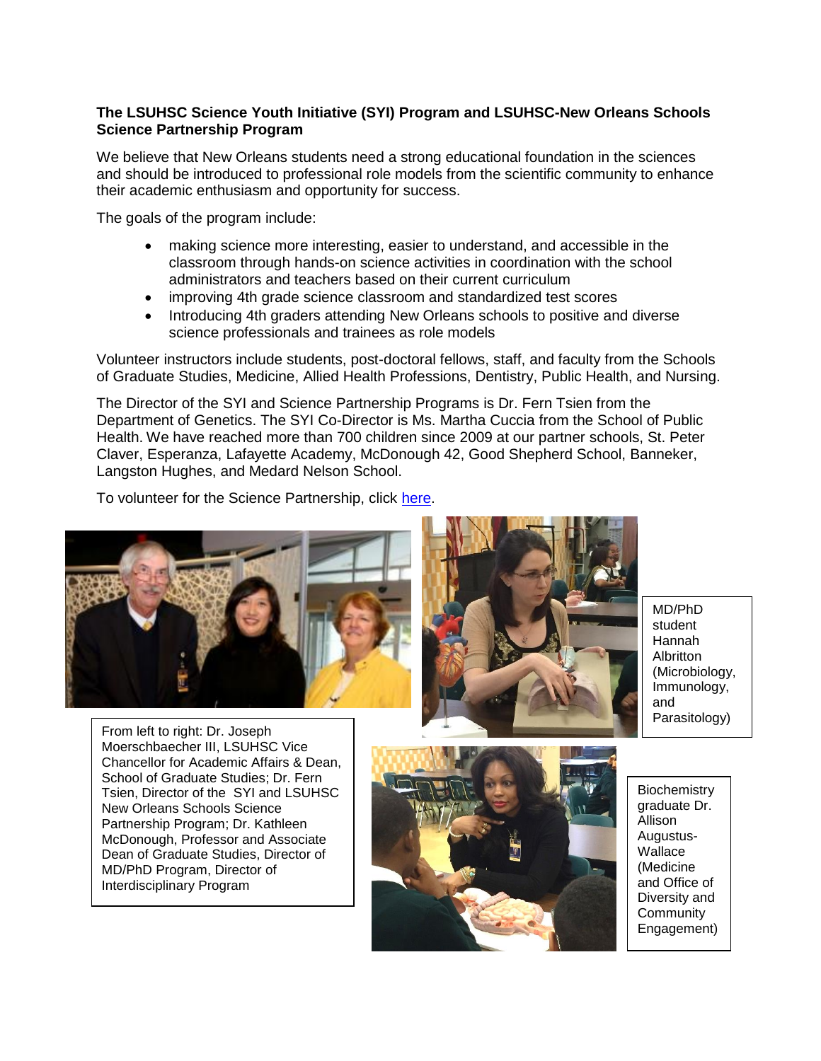**The LSUHSC Science Youth Initiative (SYI) Program and LSUHSC-New Orleans Schools Science Partnership Program**

We believe that New Orleans students need a strong educational foundation in the sciences and should be introduced to professional role models from the scientific community to enhance their academic enthusiasm and opportunity for success.

The goals of the program include:

- making science more interesting, easier to understand, and accessible in the classroom through hands-on science activities in coordination with the school administrators and teachers based on their current curriculum
- improving 4th grade science classroom and standardized test scores
- Introducing 4th graders attending New Orleans schools to positive and diverse science professionals and trainees as role models

Volunteer instructors include students, post-doctoral fellows, staff, and faculty from the Schools of Graduate Studies, Medicine, Allied Health Professions, Dentistry, Public Health, and Nursing.

The Director of the SYI and Science Partnership Programs is Dr. Fern Tsien from the Department of Genetics. The SYI Co-Director is Ms. Martha Cuccia from the School of Public Health. We have reached more than 700 children since 2009 at our partner schools, St. Peter Claver, Esperanza, Lafayette Academy, McDonough 42, Good Shepherd School, Banneker, Langston Hughes, and Medard Nelson School.

To volunteer for the Science Partnership, click here.

From left to right: Dr. Joseph Moerschbaecher III, LSUHSC Vice Chancellor for Academic Affairs & Dean, School of Graduate Studies; Dr. Fern Tsien, Director of the SYI and LSUHSC New Orleans Schools Science Partnership Program; Dr. Kathleen McDonough, Professor and Associate Dean of Graduate Studies, Director of MD/PhD Program, Director of Interdisciplinary Program

MD/PhD student Hannah Albritton (Microbiology, Immunology, and Parasitology)

Biochemistry graduate Dr. Allison Augustus-Wallace (Medicine and Office of Diversity and Community Engagement)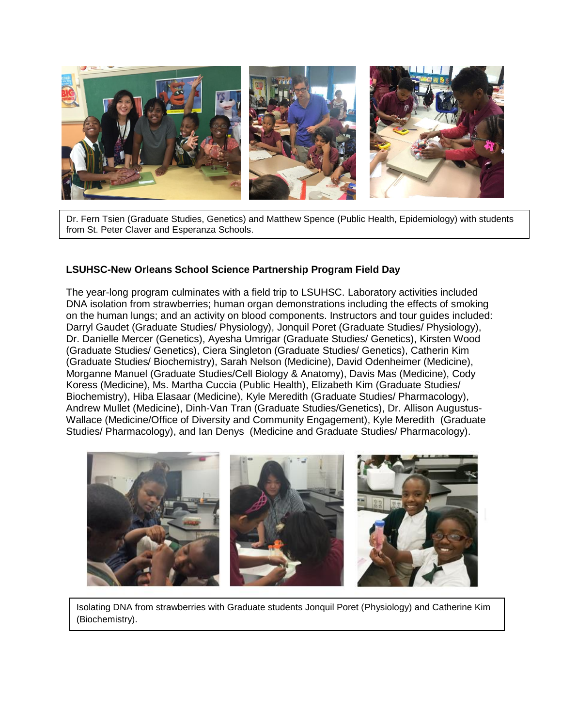Dr. Fern Tsien (Graduate Studies, Genetics) and Matthew Spence (Public Health, Epidemiology) with students from St. Peter Claver and Esperanza Schools.

**LSUHSC-New Orleans School Science Partnership Program Field Day**

The year-long program culminates with a field trip to LSUHSC. Laboratory activities included DNA isolation from strawberries; human organ demonstrations including the effects of smoking on the human lungs; and an activity on blood components. Instructors and tour guides included: Darryl Gaudet (Graduate Studies/ Physiology), Jonquil Poret (Graduate Studies/ Physiology), Dr. Danielle Mercer (Genetics), Ayesha Umrigar (Graduate Studies/ Genetics), Kirsten Wood (Graduate Studies/ Genetics), Ciera Singleton (Graduate Studies/ Genetics), Catherin Kim (Graduate Studies/ Biochemistry), Sarah Nelson (Medicine), David Odenheimer (Medicine), Morganne Manuel (Graduate Studies/Cell Biology & Anatomy), Davis Mas (Medicine), Cody Koress (Medicine), Ms. Martha Cuccia (Public Health), Elizabeth Kim (Graduate Studies/ Biochemistry), Hiba Elasaar (Medicine), Kyle Meredith (Graduate Studies/ Pharmacology), Andrew Mullet (Medicine), Dinh-Van Tran (Graduate Studies/Genetics), Dr. Allison Augustus-Wallace (Medicine/Office of Diversity and Community Engagement), Kyle Meredith (Graduate Studies/ Pharmacology), and Ian Denys (Medicine and Graduate Studies/ Pharmacology).

Isolating DNA from strawberries with Graduate students Jonquil Poret (Physiology) and Catherine Kim (Biochemistry).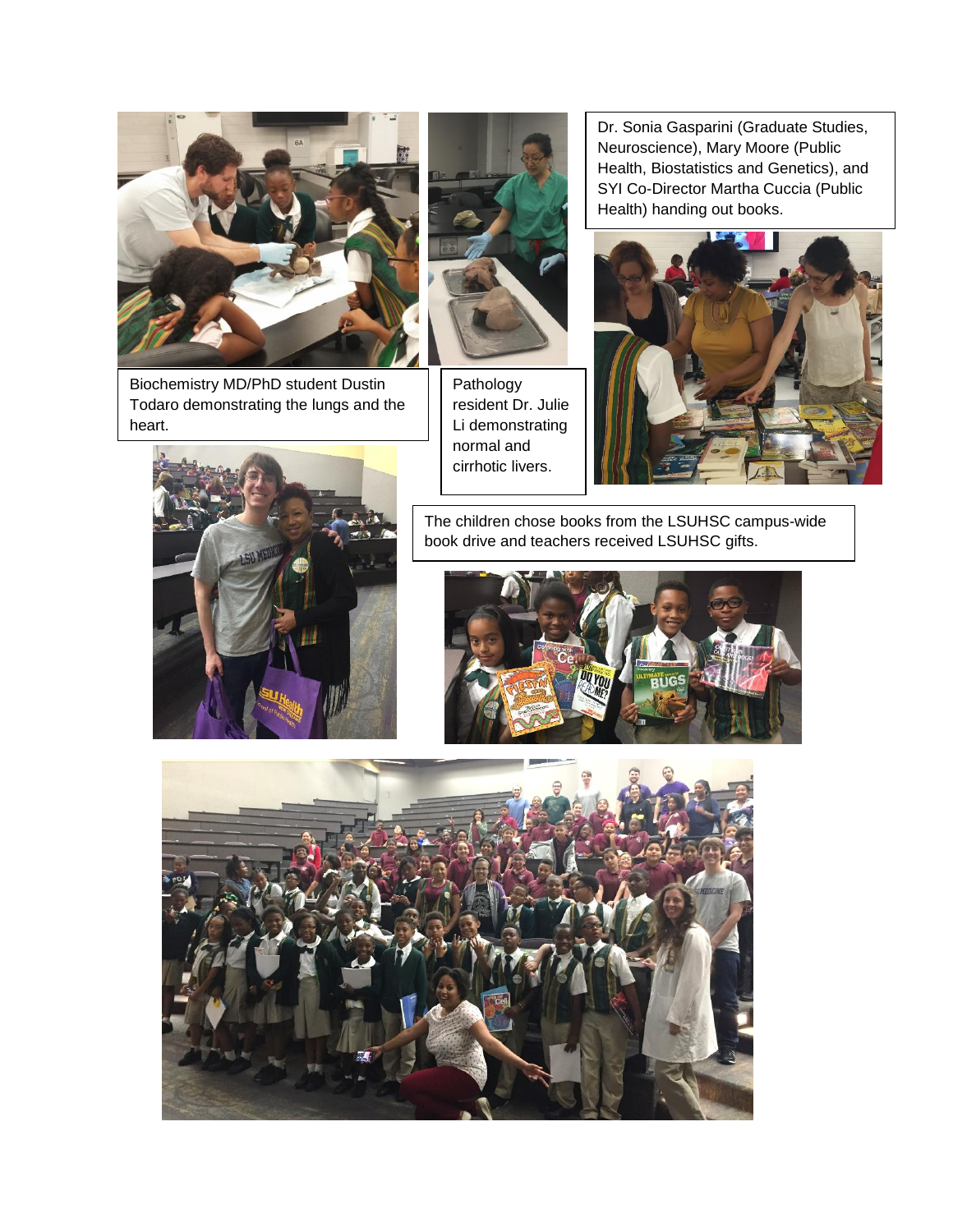Biochemistry MD/PhD student Dustin Todaro demonstrating the lungs and the heart.

Pathology resident Dr. Julie Li demonstrating normal and cirrhotic livers.

Dr. Sonia Gasparini (Graduate Studies, Neuroscience), Mary Moore (Public Health, Biostatistics and Genetics), and SYI Co-Director Martha Cuccia (Public Health) handing out books.

The children chose books from the LSUHSC campus-wide book drive and teachers received LSUHSC gifts.